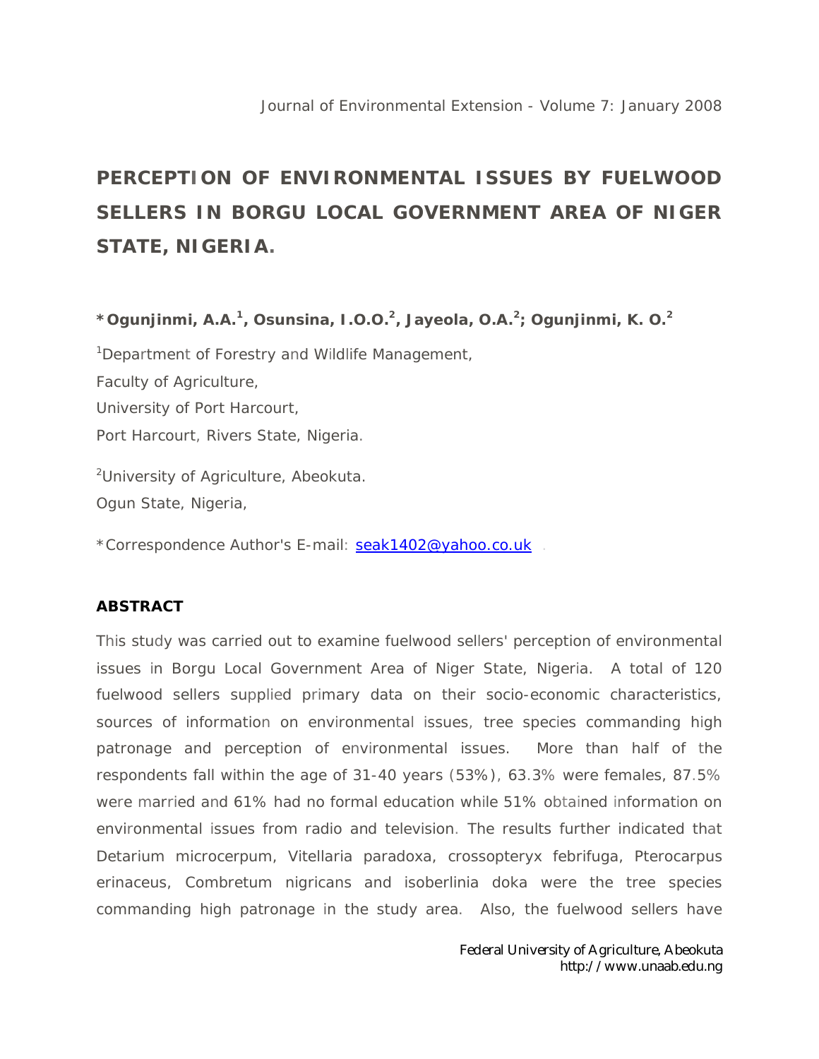# PERCEPTION OF ENVIRONMENTAL ISSUES BY FUELWOOD SELLERS IN BORGU LOCAL GOVERNMENT AREA OF NIGER STATE, NIGERIA.

**\*Ogunjinmi, A.A.[1], Osunsina, I.O.O.[2], Jayeola, O.A.[2]; Ogunjinmi, K. O.[2]**

[1]Department of Forestry and Wildlife Management,
Faculty of Agriculture,
University of Port Harcourt,
Port Harcourt, Rivers State, Nigeria.

[2]University of Agriculture, Abeokuta.
Ogun State, Nigeria,

\*Correspondence Author's E-mail: seak1402@yahoo.co.uk .

**ABSTRACT**

This study was carried out to examine fuelwood sellers' perception of environmental issues in Borgu Local Government Area of Niger State, Nigeria. A total of 120 fuelwood sellers supplied primary data on their socio-economic characteristics, sources of information on environmental issues, tree species commanding high patronage and perception of environmental issues. More than half of the respondents fall within the age of 31-40 years (53%), 63.3% were females, 87.5% were married and 61% had no formal education while 51% obtained information on environmental issues from radio and television. The results further indicated that Detarium microcerpum, Vitellaria paradoxa, crossopteryx febrifuga, Pterocarpus erinaceus, Combretum nigricans and isoberlinia doka were the tree species commanding high patronage in the study area. Also, the fuelwood sellers have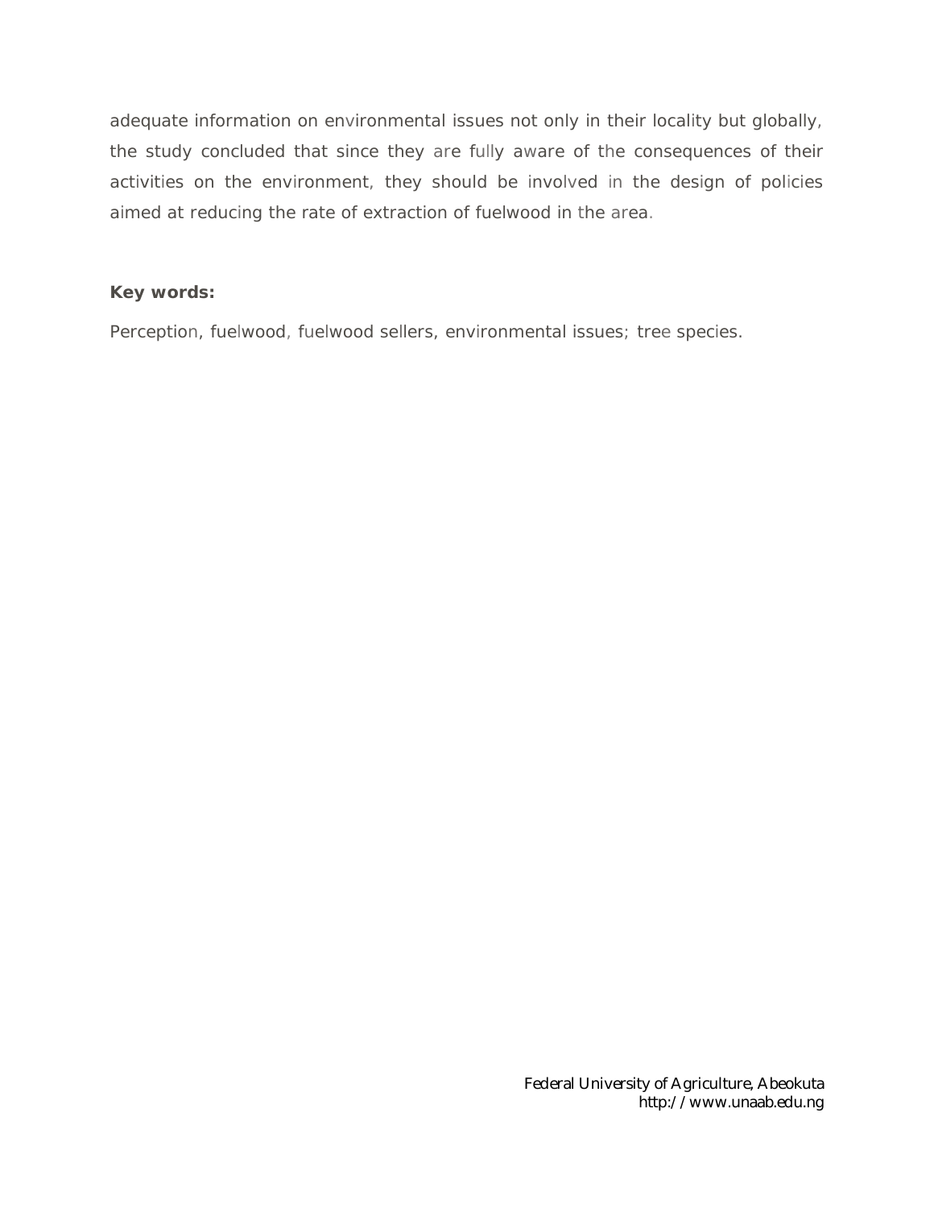adequate information on environmental issues not only in their locality but globally, the study concluded that since they are fully aware of the consequences of their activities on the environment, they should be involved in the design of policies aimed at reducing the rate of extraction of fuelwood in the area.

**Key words:**

Perception, fuelwood, fuelwood sellers, environmental issues; tree species.